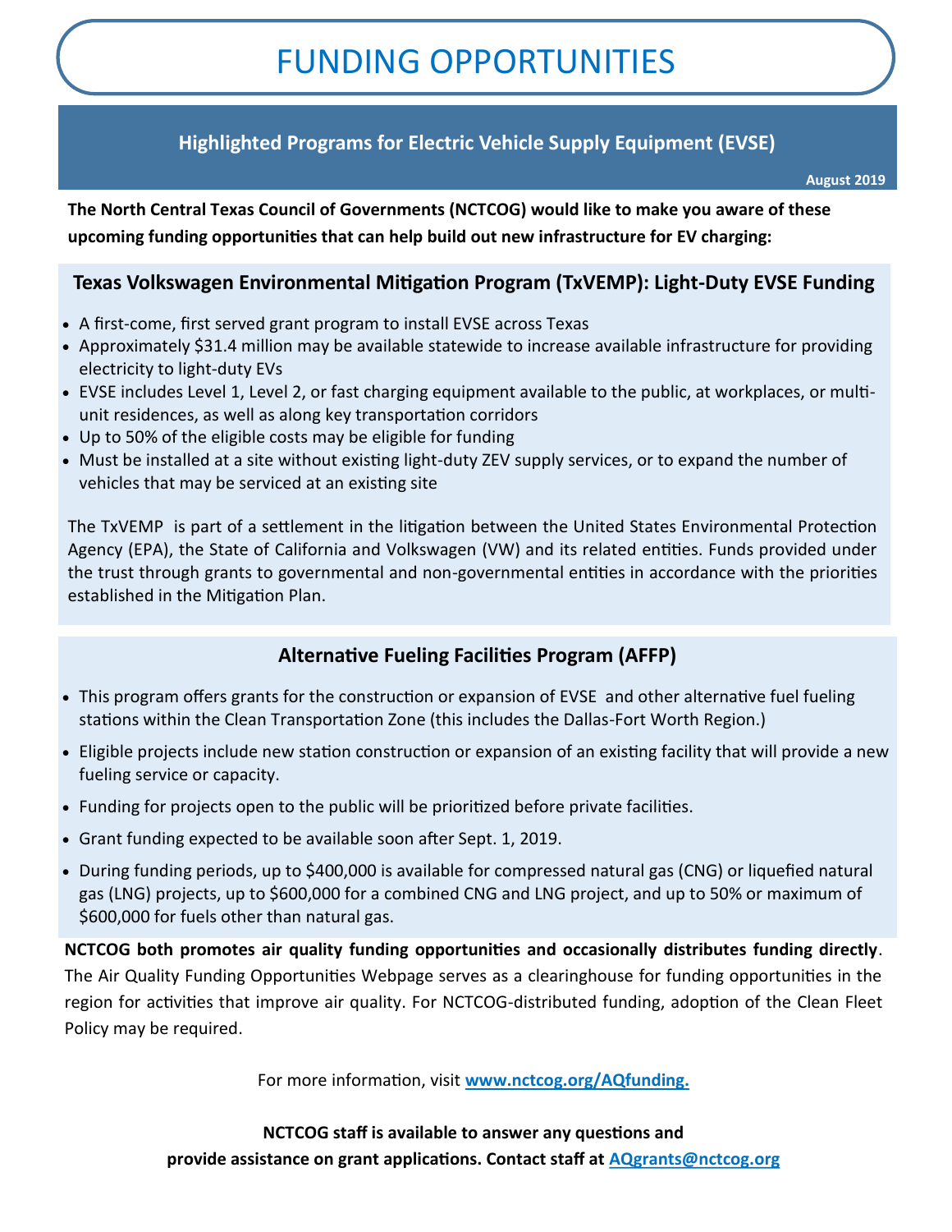# FUNDING OPPORTUNITIES

## Highlighted Programs for Electric Vehicle Supply Equipment (EVSE)

**August 2019**

**The North Central Texas Council of Governments (NCTCOG) would like to make you aware of these upcoming funding opportunities that can help build out new infrastructure for EV charging:**

### Texas Volkswagen Environmental Mitigation Program (TxVEMP): Light-Duty EVSE Funding

- A first-come, first served grant program to install EVSE across Texas
- Approximately $31.4 million may be available statewide to increase available infrastructure for providing electricity to light-duty EVs
- EVSE includes Level 1, Level 2, or fast charging equipment available to the public, at workplaces, or multi-unit residences, as well as along key transportation corridors
- Up to 50% of the eligible costs may be eligible for funding
- Must be installed at a site without existing light-duty ZEV supply services, or to expand the number of vehicles that may be serviced at an existing site

The TxVEMP is part of a settlement in the litigation between the United States Environmental Protection Agency (EPA), the State of California and Volkswagen (VW) and its related entities. Funds provided under the trust through grants to governmental and non-governmental entities in accordance with the priorities established in the Mitigation Plan.

### Alternative Fueling Facilities Program (AFFP)

- This program offers grants for the construction or expansion of EVSE and other alternative fuel fueling stations within the Clean Transportation Zone (this includes the Dallas-Fort Worth Region.)
- Eligible projects include new station construction or expansion of an existing facility that will provide a new fueling service or capacity.
- Funding for projects open to the public will be prioritized before private facilities.
- Grant funding expected to be available soon after Sept. 1, 2019.
- During funding periods, up to $400,000 is available for compressed natural gas (CNG) or liquefied natural gas (LNG) projects, up to $600,000 for a combined CNG and LNG project, and up to 50% or maximum of $600,000 for fuels other than natural gas.

**NCTCOG both promotes air quality funding opportunities and occasionally distributes funding directly**. The Air Quality Funding Opportunities Webpage serves as a clearinghouse for funding opportunities in the region for activities that improve air quality. For NCTCOG-distributed funding, adoption of the Clean Fleet Policy may be required.

For more information, visit **www.nctcog.org/AQfunding.**

**NCTCOG staff is available to answer any questions and provide assistance on grant applications. Contact staff at AQgrants@nctcog.org**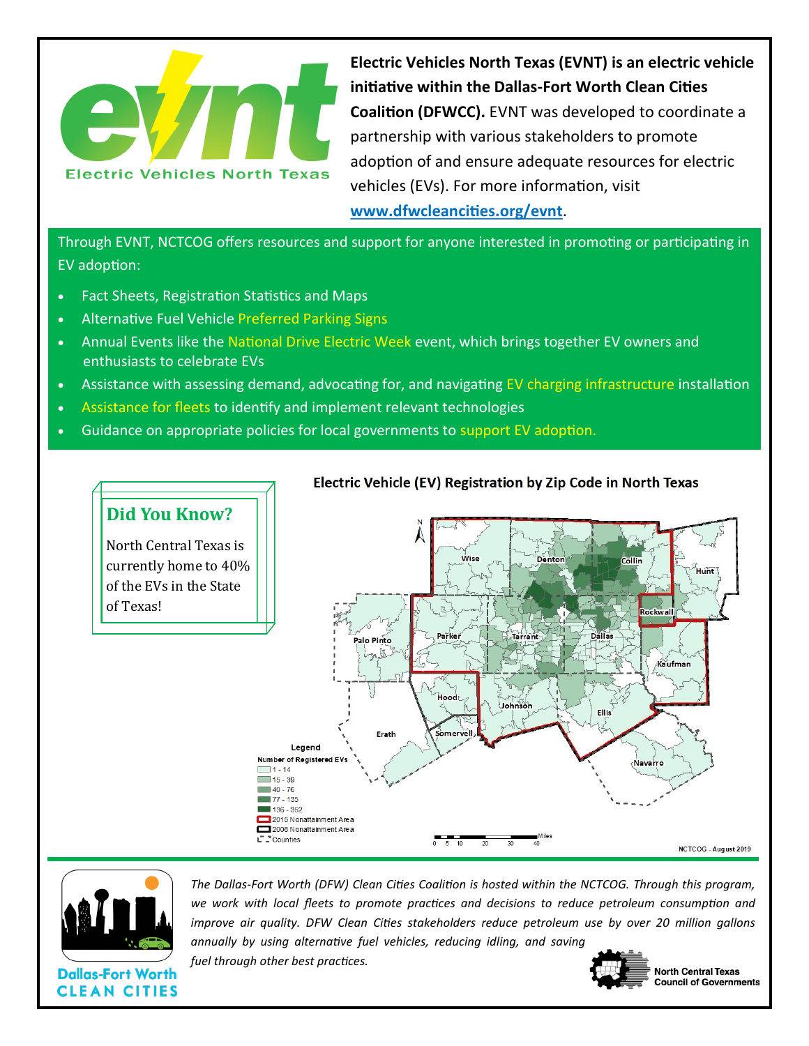**Electric Vehicles North Texas (EVNT) is an electric vehicle initiative within the Dallas-Fort Worth Clean Cities Coalition (DFWCC).** EVNT was developed to coordinate a partnership with various stakeholders to promote adoption of and ensure adequate resources for electric vehicles (EVs). For more information, visit [www.dfwcleancities.org/evnt](www.dfwcleancities.org/evnt).

Through EVNT, NCTCOG offers resources and support for anyone interested in promoting or participating in EV adoption:

- Fact Sheets, Registration Statistics and Maps
- Alternative Fuel Vehicle Preferred Parking Signs
- Annual Events like the National Drive Electric Week event, which brings together EV owners and enthusiasts to celebrate EVs
- Assistance with assessing demand, advocating for, and navigating EV charging infrastructure installation
- Assistance for fleets to identify and implement relevant technologies
- Guidance on appropriate policies for local governments to support EV adoption.

## Did You Know?

North Central Texas is currently home to 40% of the EVs in the State of Texas!

### Electric Vehicle (EV) Registration by Zip Code in North Texas

Wise
Denton
Collin
Hunt
Rockwall
Palo Pinto
Parker
Tarrant
Dallas
Kaufman
Hood
Johnson
Ellis
Erath
Somervell
Navarro

Legend
Number of Registered EVs
1 - 14
15 - 39
40 - 76
77 - 135
136 - 352
2015 Nonattainment Area
2008 Nonattainment Area
Counties

0 5 10 20 30 40 Miles

NCTCOG - August 2019

*The Dallas-Fort Worth (DFW) Clean Cities Coalition is hosted within the NCTCOG. Through this program, we work with local fleets to promote practices and decisions to reduce petroleum consumption and improve air quality. DFW Clean Cities stakeholders reduce petroleum use by over 20 million gallons annually by using alternative fuel vehicles, reducing idling, and saving fuel through other best practices.*

Dallas-Fort Worth CLEAN CITIES

North Central Texas Council of Governments